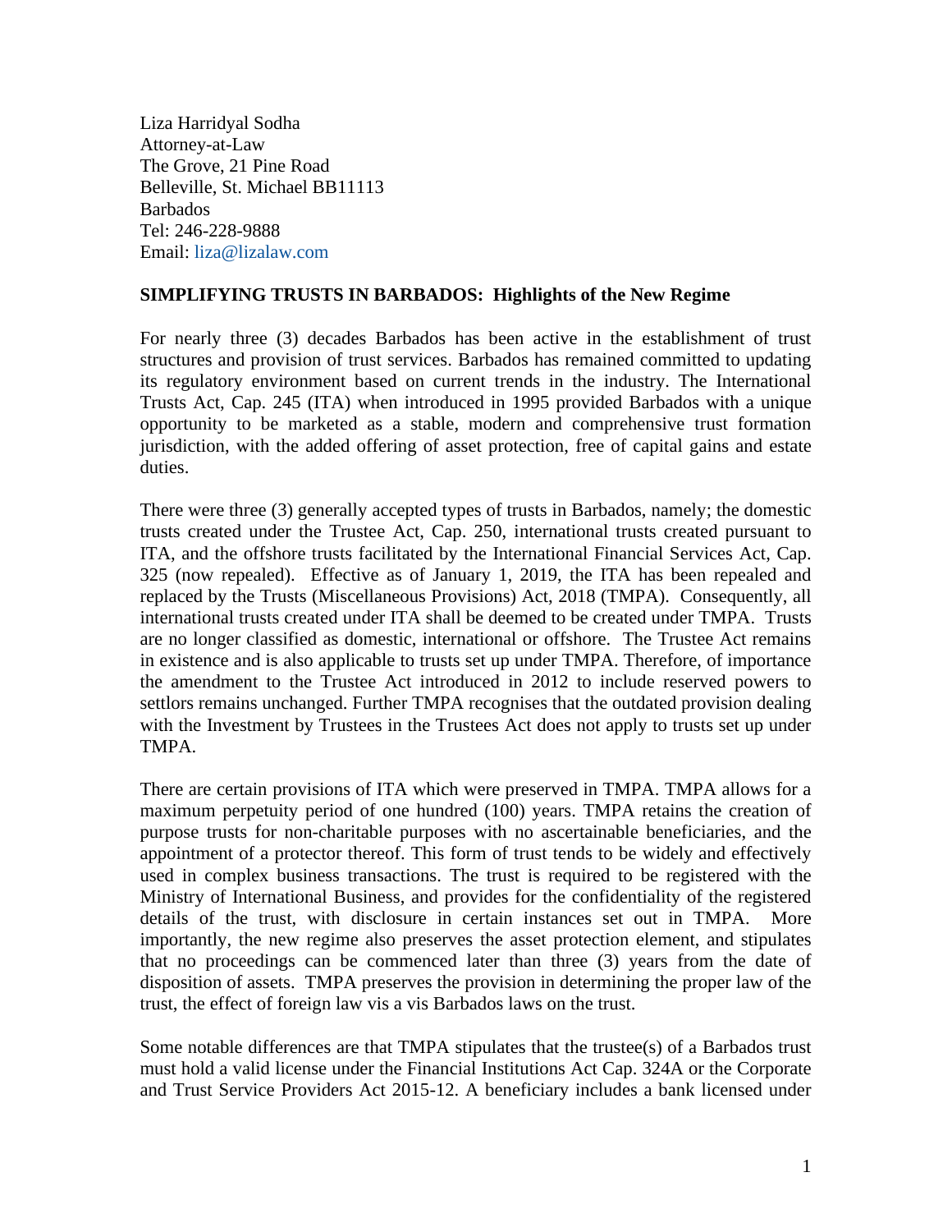Liza Harridyal Sodha
Attorney-at-Law
The Grove, 21 Pine Road
Belleville, St. Michael BB11113
Barbados
Tel: 246-228-9888
Email: liza@lizalaw.com

**SIMPLIFYING TRUSTS IN BARBADOS: Highlights of the New Regime**

For nearly three (3) decades Barbados has been active in the establishment of trust structures and provision of trust services. Barbados has remained committed to updating its regulatory environment based on current trends in the industry. The International Trusts Act, Cap. 245 (ITA) when introduced in 1995 provided Barbados with a unique opportunity to be marketed as a stable, modern and comprehensive trust formation jurisdiction, with the added offering of asset protection, free of capital gains and estate duties.

There were three (3) generally accepted types of trusts in Barbados, namely; the domestic trusts created under the Trustee Act, Cap. 250, international trusts created pursuant to ITA, and the offshore trusts facilitated by the International Financial Services Act, Cap. 325 (now repealed). Effective as of January 1, 2019, the ITA has been repealed and replaced by the Trusts (Miscellaneous Provisions) Act, 2018 (TMPA). Consequently, all international trusts created under ITA shall be deemed to be created under TMPA. Trusts are no longer classified as domestic, international or offshore. The Trustee Act remains in existence and is also applicable to trusts set up under TMPA. Therefore, of importance the amendment to the Trustee Act introduced in 2012 to include reserved powers to settlors remains unchanged. Further TMPA recognises that the outdated provision dealing with the Investment by Trustees in the Trustees Act does not apply to trusts set up under TMPA.

There are certain provisions of ITA which were preserved in TMPA. TMPA allows for a maximum perpetuity period of one hundred (100) years. TMPA retains the creation of purpose trusts for non-charitable purposes with no ascertainable beneficiaries, and the appointment of a protector thereof. This form of trust tends to be widely and effectively used in complex business transactions. The trust is required to be registered with the Ministry of International Business, and provides for the confidentiality of the registered details of the trust, with disclosure in certain instances set out in TMPA. More importantly, the new regime also preserves the asset protection element, and stipulates that no proceedings can be commenced later than three (3) years from the date of disposition of assets. TMPA preserves the provision in determining the proper law of the trust, the effect of foreign law vis a vis Barbados laws on the trust.

Some notable differences are that TMPA stipulates that the trustee(s) of a Barbados trust must hold a valid license under the Financial Institutions Act Cap. 324A or the Corporate and Trust Service Providers Act 2015-12. A beneficiary includes a bank licensed under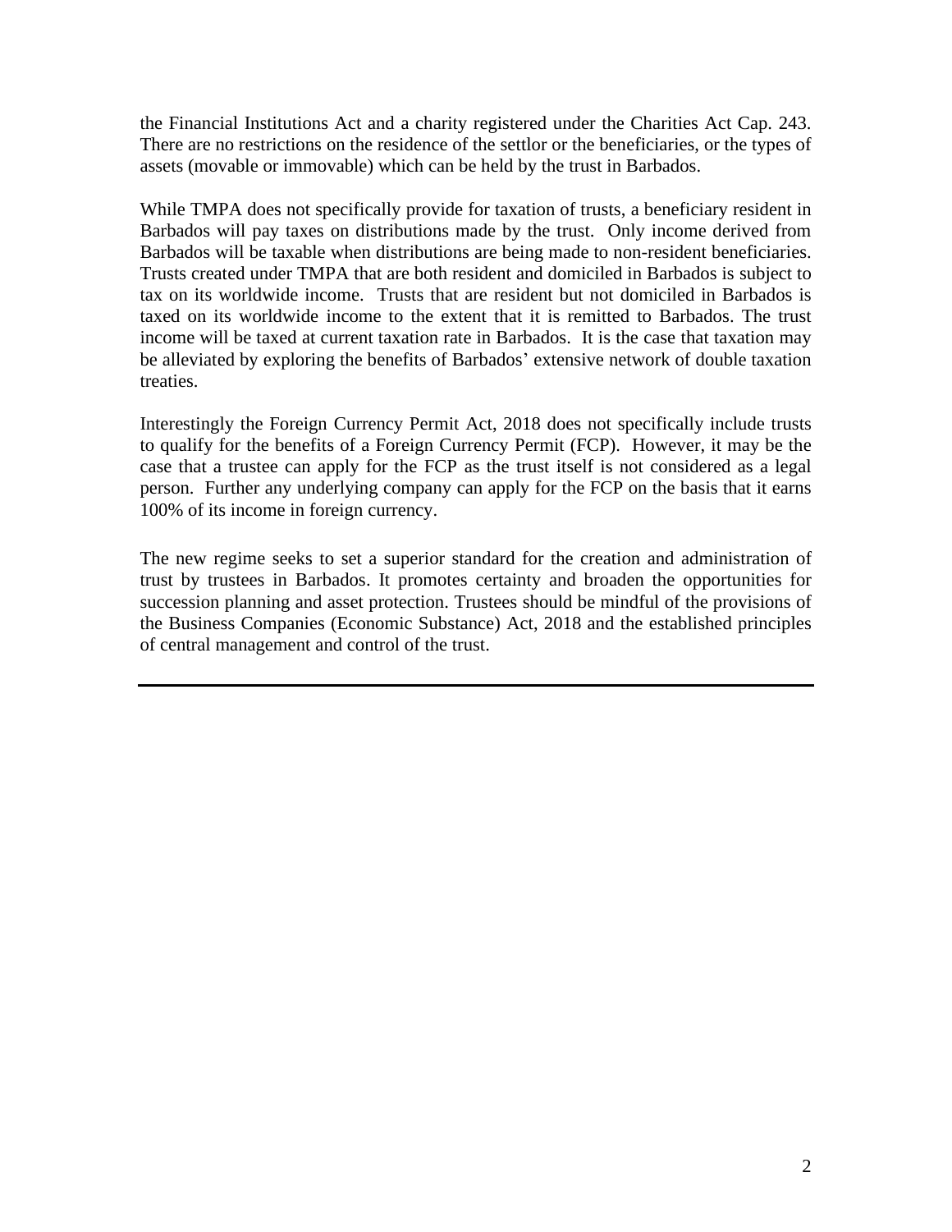the Financial Institutions Act and a charity registered under the Charities Act Cap. 243. There are no restrictions on the residence of the settlor or the beneficiaries, or the types of assets (movable or immovable) which can be held by the trust in Barbados.

While TMPA does not specifically provide for taxation of trusts, a beneficiary resident in Barbados will pay taxes on distributions made by the trust. Only income derived from Barbados will be taxable when distributions are being made to non-resident beneficiaries. Trusts created under TMPA that are both resident and domiciled in Barbados is subject to tax on its worldwide income. Trusts that are resident but not domiciled in Barbados is taxed on its worldwide income to the extent that it is remitted to Barbados. The trust income will be taxed at current taxation rate in Barbados. It is the case that taxation may be alleviated by exploring the benefits of Barbados' extensive network of double taxation treaties.

Interestingly the Foreign Currency Permit Act, 2018 does not specifically include trusts to qualify for the benefits of a Foreign Currency Permit (FCP). However, it may be the case that a trustee can apply for the FCP as the trust itself is not considered as a legal person. Further any underlying company can apply for the FCP on the basis that it earns 100% of its income in foreign currency.

The new regime seeks to set a superior standard for the creation and administration of trust by trustees in Barbados. It promotes certainty and broaden the opportunities for succession planning and asset protection. Trustees should be mindful of the provisions of the Business Companies (Economic Substance) Act, 2018 and the established principles of central management and control of the trust.

---